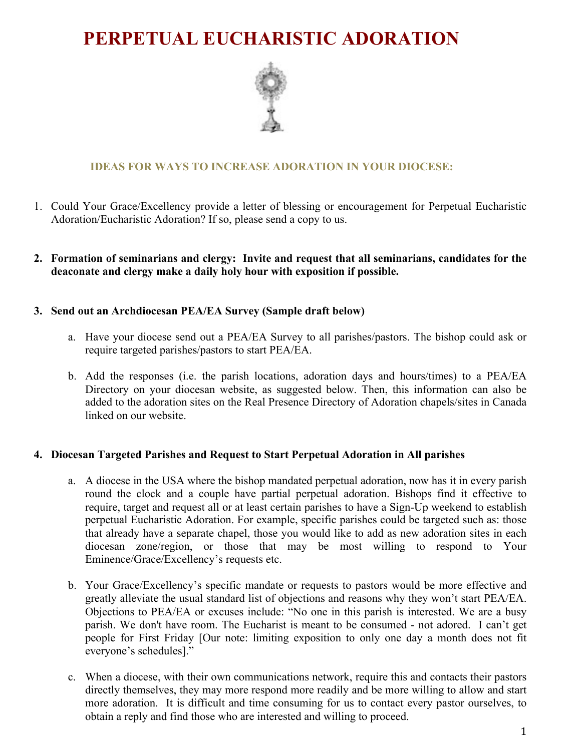# PERPETUAL EUCHARISTIC ADORATION

## IDEAS FOR WAYS TO INCREASE ADORATION IN YOUR DIOCESE:

1. Could Your Grace/Excellency provide a letter of blessing or encouragement for Perpetual Eucharistic Adoration/Eucharistic Adoration? If so, please send a copy to us.

2. **Formation of seminarians and clergy: Invite and request that all seminarians, candidates for the deaconate and clergy make a daily holy hour with exposition if possible.**

3. **Send out an Archdiocesan PEA/EA Survey (Sample draft below)**

   a. Have your diocese send out a PEA/EA Survey to all parishes/pastors. The bishop could ask or require targeted parishes/pastors to start PEA/EA.

   b. Add the responses (i.e. the parish locations, adoration days and hours/times) to a PEA/EA Directory on your diocesan website, as suggested below. Then, this information can also be added to the adoration sites on the Real Presence Directory of Adoration chapels/sites in Canada linked on our website.

4. **Diocesan Targeted Parishes and Request to Start Perpetual Adoration in All parishes**

   a. A diocese in the USA where the bishop mandated perpetual adoration, now has it in every parish round the clock and a couple have partial perpetual adoration. Bishops find it effective to require, target and request all or at least certain parishes to have a Sign-Up weekend to establish perpetual Eucharistic Adoration. For example, specific parishes could be targeted such as: those that already have a separate chapel, those you would like to add as new adoration sites in each diocesan zone/region, or those that may be most willing to respond to Your Eminence/Grace/Excellency's requests etc.

   b. Your Grace/Excellency's specific mandate or requests to pastors would be more effective and greatly alleviate the usual standard list of objections and reasons why they won't start PEA/EA. Objections to PEA/EA or excuses include: "No one in this parish is interested. We are a busy parish. We don't have room. The Eucharist is meant to be consumed - not adored. I can't get people for First Friday [Our note: limiting exposition to only one day a month does not fit everyone's schedules]."

   c. When a diocese, with their own communications network, require this and contacts their pastors directly themselves, they may more respond more readily and be more willing to allow and start more adoration. It is difficult and time consuming for us to contact every pastor ourselves, to obtain a reply and find those who are interested and willing to proceed.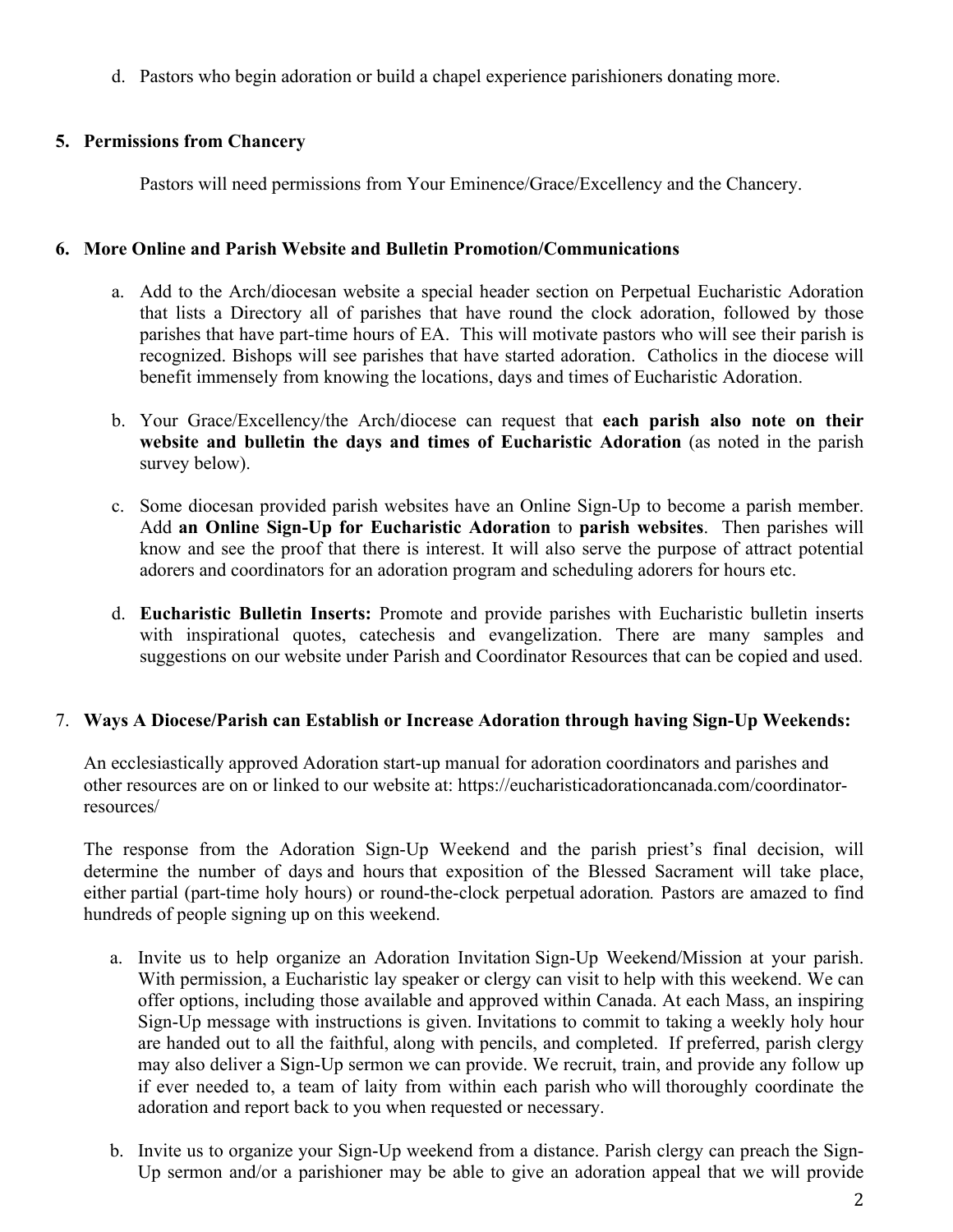d. Pastors who begin adoration or build a chapel experience parishioners donating more.

**5. Permissions from Chancery**

Pastors will need permissions from Your Eminence/Grace/Excellency and the Chancery.

**6. More Online and Parish Website and Bulletin Promotion/Communications**

a. Add to the Arch/diocesan website a special header section on Perpetual Eucharistic Adoration that lists a Directory all of parishes that have round the clock adoration, followed by those parishes that have part-time hours of EA. This will motivate pastors who will see their parish is recognized. Bishops will see parishes that have started adoration. Catholics in the diocese will benefit immensely from knowing the locations, days and times of Eucharistic Adoration.

b. Your Grace/Excellency/the Arch/diocese can request that **each parish also note on their website and bulletin the days and times of Eucharistic Adoration** (as noted in the parish survey below).

c. Some diocesan provided parish websites have an Online Sign-Up to become a parish member. Add **an Online Sign-Up for Eucharistic Adoration** to **parish websites**. Then parishes will know and see the proof that there is interest. It will also serve the purpose of attract potential adorers and coordinators for an adoration program and scheduling adorers for hours etc.

d. **Eucharistic Bulletin Inserts:** Promote and provide parishes with Eucharistic bulletin inserts with inspirational quotes, catechesis and evangelization. There are many samples and suggestions on our website under Parish and Coordinator Resources that can be copied and used.

7. **Ways A Diocese/Parish can Establish or Increase Adoration through having Sign-Up Weekends:**

An ecclesiastically approved Adoration start-up manual for adoration coordinators and parishes and other resources are on or linked to our website at: https://eucharisticadorationcanada.com/coordinator-resources/

The response from the Adoration Sign-Up Weekend and the parish priest's final decision, will determine the number of days and hours that exposition of the Blessed Sacrament will take place, either partial (part-time holy hours) or round-the-clock perpetual adoration*.* Pastors are amazed to find hundreds of people signing up on this weekend.

a. Invite us to help organize an Adoration Invitation Sign-Up Weekend/Mission at your parish. With permission, a Eucharistic lay speaker or clergy can visit to help with this weekend. We can offer options, including those available and approved within Canada. At each Mass, an inspiring Sign-Up message with instructions is given. Invitations to commit to taking a weekly holy hour are handed out to all the faithful, along with pencils, and completed. If preferred, parish clergy may also deliver a Sign-Up sermon we can provide. We recruit, train, and provide any follow up if ever needed to, a team of laity from within each parish who will thoroughly coordinate the adoration and report back to you when requested or necessary.

b. Invite us to organize your Sign-Up weekend from a distance. Parish clergy can preach the Sign-Up sermon and/or a parishioner may be able to give an adoration appeal that we will provide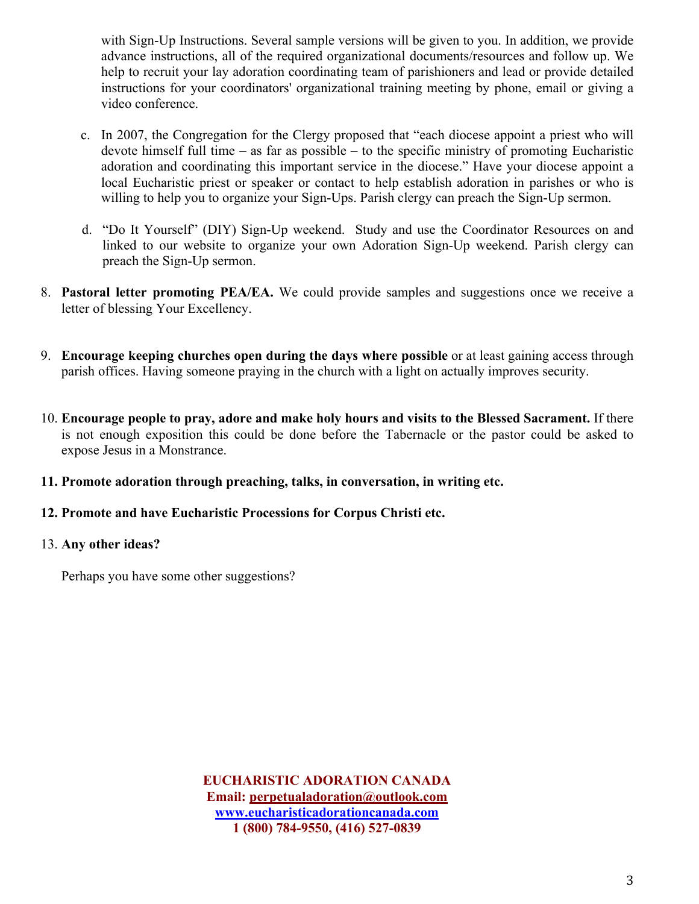with Sign-Up Instructions. Several sample versions will be given to you. In addition, we provide advance instructions, all of the required organizational documents/resources and follow up. We help to recruit your lay adoration coordinating team of parishioners and lead or provide detailed instructions for your coordinators' organizational training meeting by phone, email or giving a video conference.

c. In 2007, the Congregation for the Clergy proposed that "each diocese appoint a priest who will devote himself full time – as far as possible – to the specific ministry of promoting Eucharistic adoration and coordinating this important service in the diocese." Have your diocese appoint a local Eucharistic priest or speaker or contact to help establish adoration in parishes or who is willing to help you to organize your Sign-Ups. Parish clergy can preach the Sign-Up sermon.

d. "Do It Yourself" (DIY) Sign-Up weekend. Study and use the Coordinator Resources on and linked to our website to organize your own Adoration Sign-Up weekend. Parish clergy can preach the Sign-Up sermon.

8. **Pastoral letter promoting PEA/EA.** We could provide samples and suggestions once we receive a letter of blessing Your Excellency.

9. **Encourage keeping churches open during the days where possible** or at least gaining access through parish offices. Having someone praying in the church with a light on actually improves security.

10. **Encourage people to pray, adore and make holy hours and visits to the Blessed Sacrament.** If there is not enough exposition this could be done before the Tabernacle or the pastor could be asked to expose Jesus in a Monstrance.

11. **Promote adoration through preaching, talks, in conversation, in writing etc.**

12. **Promote and have Eucharistic Processions for Corpus Christi etc.**

13. **Any other ideas?**

    Perhaps you have some other suggestions?

**EUCHARISTIC ADORATION CANADA**
**Email: perpetualadoration@outlook.com**
**www.eucharisticadorationcanada.com**
**1 (800) 784-9550, (416) 527-0839**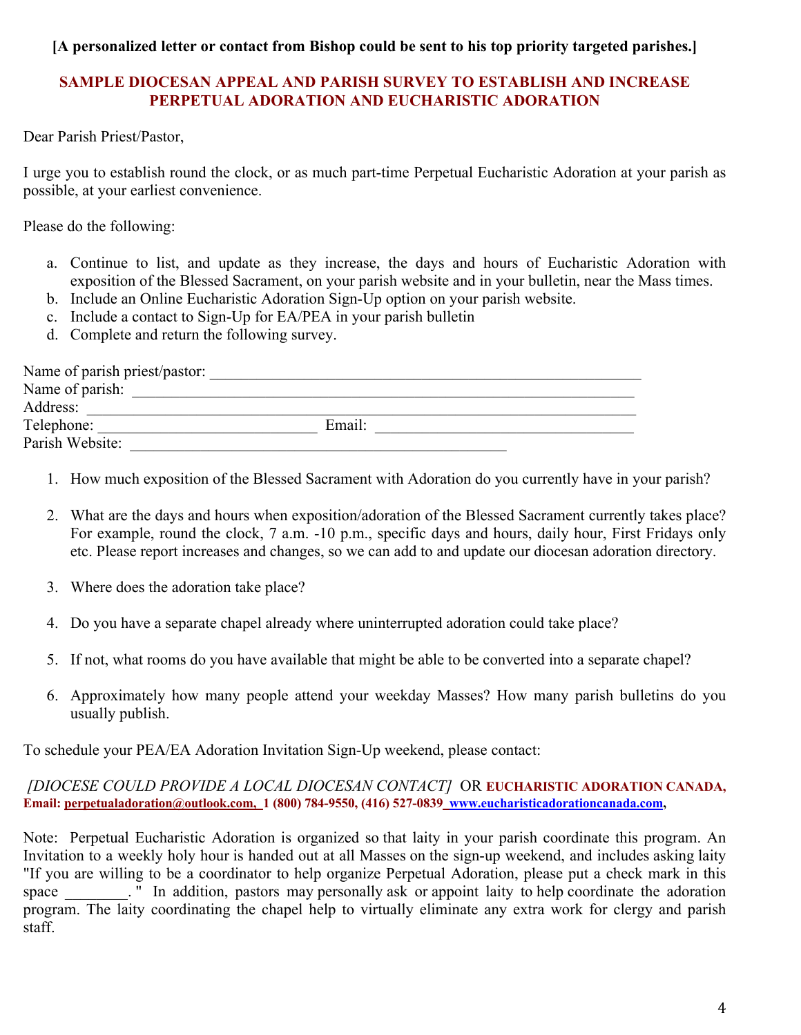**[A personalized letter or contact from Bishop could be sent to his top priority targeted parishes.]**

## SAMPLE DIOCESAN APPEAL AND PARISH SURVEY TO ESTABLISH AND INCREASE PERPETUAL ADORATION AND EUCHARISTIC ADORATION

Dear Parish Priest/Pastor,

I urge you to establish round the clock, or as much part-time Perpetual Eucharistic Adoration at your parish as possible, at your earliest convenience.

Please do the following:

a. Continue to list, and update as they increase, the days and hours of Eucharistic Adoration with exposition of the Blessed Sacrament, on your parish website and in your bulletin, near the Mass times.
b. Include an Online Eucharistic Adoration Sign-Up option on your parish website.
c. Include a contact to Sign-Up for EA/PEA in your parish bulletin
d. Complete and return the following survey.

Name of parish priest/pastor: ____________________________________________________
Name of parish: ____________________________________________________________
Address: _________________________________________________________________
Telephone: ___________________________ Email: _______________________________
Parish Website: _____________________________________________

1. How much exposition of the Blessed Sacrament with Adoration do you currently have in your parish?

2. What are the days and hours when exposition/adoration of the Blessed Sacrament currently takes place? For example, round the clock, 7 a.m. -10 p.m., specific days and hours, daily hour, First Fridays only etc. Please report increases and changes, so we can add to and update our diocesan adoration directory.

3. Where does the adoration take place?

4. Do you have a separate chapel already where uninterrupted adoration could take place?

5. If not, what rooms do you have available that might be able to be converted into a separate chapel?

6. Approximately how many people attend your weekday Masses? How many parish bulletins do you usually publish.

To schedule your PEA/EA Adoration Invitation Sign-Up weekend, please contact:

*[DIOCESE COULD PROVIDE A LOCAL DIOCESAN CONTACT]* OR **EUCHARISTIC ADORATION CANADA, Email: perpetualadoration@outlook.com, 1 (800) 784-9550, (416) 527-0839 www.eucharisticadorationcanada.com,**

Note: Perpetual Eucharistic Adoration is organized so that laity in your parish coordinate this program. An Invitation to a weekly holy hour is handed out at all Masses on the sign-up weekend, and includes asking laity "If you are willing to be a coordinator to help organize Perpetual Adoration, please put a check mark in this space ________. " In addition, pastors may personally ask or appoint laity to help coordinate the adoration program. The laity coordinating the chapel help to virtually eliminate any extra work for clergy and parish staff.